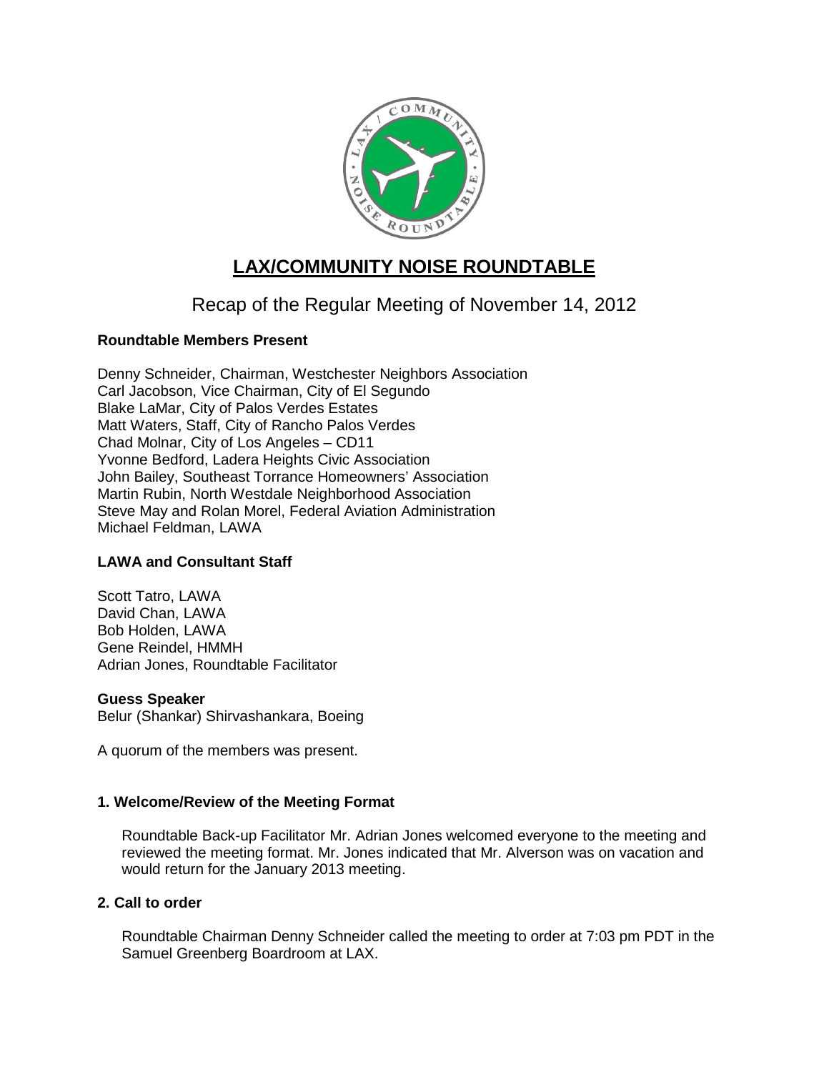# LAX/COMMUNITY NOISE ROUNDTABLE

## Recap of the Regular Meeting of November 14, 2012

**Roundtable Members Present**

Denny Schneider, Chairman, Westchester Neighbors Association
Carl Jacobson, Vice Chairman, City of El Segundo
Blake LaMar, City of Palos Verdes Estates
Matt Waters, Staff, City of Rancho Palos Verdes
Chad Molnar, City of Los Angeles – CD11
Yvonne Bedford, Ladera Heights Civic Association
John Bailey, Southeast Torrance Homeowners' Association
Martin Rubin, North Westdale Neighborhood Association
Steve May and Rolan Morel, Federal Aviation Administration
Michael Feldman, LAWA

**LAWA and Consultant Staff**

Scott Tatro, LAWA
David Chan, LAWA
Bob Holden, LAWA
Gene Reindel, HMMH
Adrian Jones, Roundtable Facilitator

**Guess Speaker**
Belur (Shankar) Shirvashankara, Boeing

A quorum of the members was present.

### 1. Welcome/Review of the Meeting Format

Roundtable Back-up Facilitator Mr. Adrian Jones welcomed everyone to the meeting and reviewed the meeting format. Mr. Jones indicated that Mr. Alverson was on vacation and would return for the January 2013 meeting.

### 2. Call to order

Roundtable Chairman Denny Schneider called the meeting to order at 7:03 pm PDT in the Samuel Greenberg Boardroom at LAX.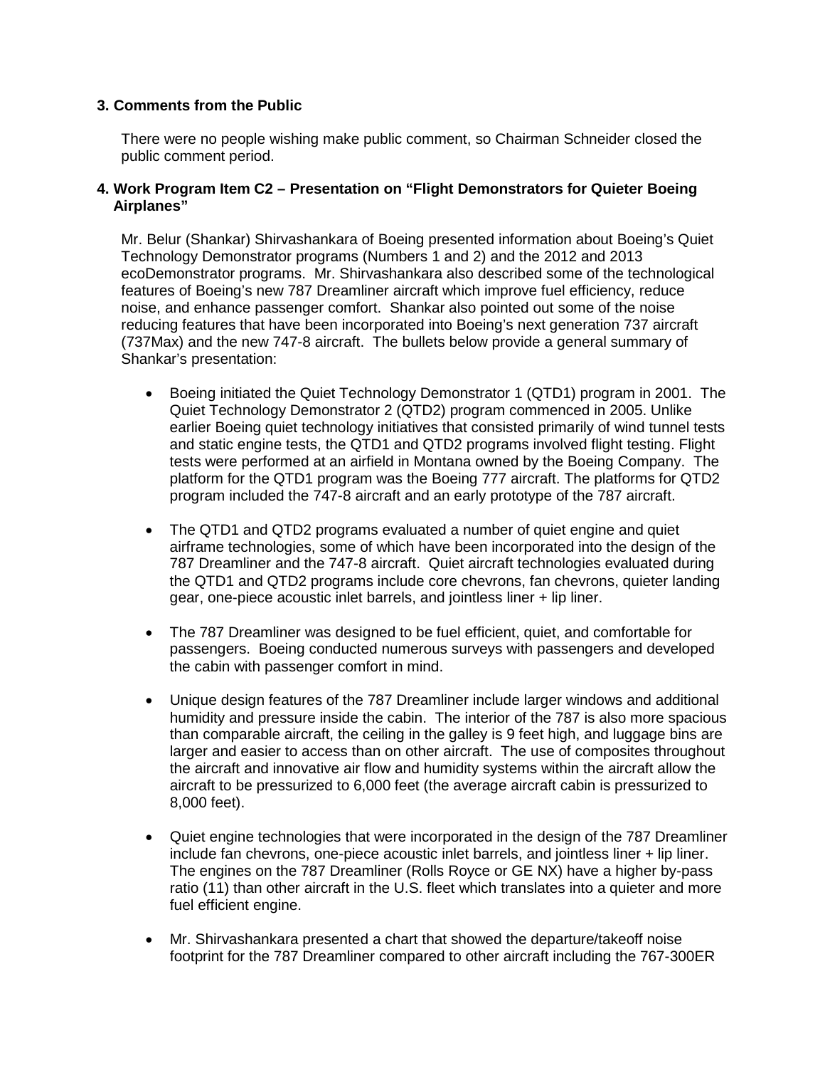### 3. Comments from the Public

There were no people wishing make public comment, so Chairman Schneider closed the public comment period.

### 4. Work Program Item C2 – Presentation on "Flight Demonstrators for Quieter Boeing Airplanes"

Mr. Belur (Shankar) Shirvashankara of Boeing presented information about Boeing's Quiet Technology Demonstrator programs (Numbers 1 and 2) and the 2012 and 2013 ecoDemonstrator programs. Mr. Shirvashankara also described some of the technological features of Boeing's new 787 Dreamliner aircraft which improve fuel efficiency, reduce noise, and enhance passenger comfort. Shankar also pointed out some of the noise reducing features that have been incorporated into Boeing's next generation 737 aircraft (737Max) and the new 747-8 aircraft. The bullets below provide a general summary of Shankar's presentation:

- Boeing initiated the Quiet Technology Demonstrator 1 (QTD1) program in 2001. The Quiet Technology Demonstrator 2 (QTD2) program commenced in 2005. Unlike earlier Boeing quiet technology initiatives that consisted primarily of wind tunnel tests and static engine tests, the QTD1 and QTD2 programs involved flight testing. Flight tests were performed at an airfield in Montana owned by the Boeing Company. The platform for the QTD1 program was the Boeing 777 aircraft. The platforms for QTD2 program included the 747-8 aircraft and an early prototype of the 787 aircraft.

- The QTD1 and QTD2 programs evaluated a number of quiet engine and quiet airframe technologies, some of which have been incorporated into the design of the 787 Dreamliner and the 747-8 aircraft. Quiet aircraft technologies evaluated during the QTD1 and QTD2 programs include core chevrons, fan chevrons, quieter landing gear, one-piece acoustic inlet barrels, and jointless liner + lip liner.

- The 787 Dreamliner was designed to be fuel efficient, quiet, and comfortable for passengers. Boeing conducted numerous surveys with passengers and developed the cabin with passenger comfort in mind.

- Unique design features of the 787 Dreamliner include larger windows and additional humidity and pressure inside the cabin. The interior of the 787 is also more spacious than comparable aircraft, the ceiling in the galley is 9 feet high, and luggage bins are larger and easier to access than on other aircraft. The use of composites throughout the aircraft and innovative air flow and humidity systems within the aircraft allow the aircraft to be pressurized to 6,000 feet (the average aircraft cabin is pressurized to 8,000 feet).

- Quiet engine technologies that were incorporated in the design of the 787 Dreamliner include fan chevrons, one-piece acoustic inlet barrels, and jointless liner + lip liner. The engines on the 787 Dreamliner (Rolls Royce or GE NX) have a higher by-pass ratio (11) than other aircraft in the U.S. fleet which translates into a quieter and more fuel efficient engine.

- Mr. Shirvashankara presented a chart that showed the departure/takeoff noise footprint for the 787 Dreamliner compared to other aircraft including the 767-300ER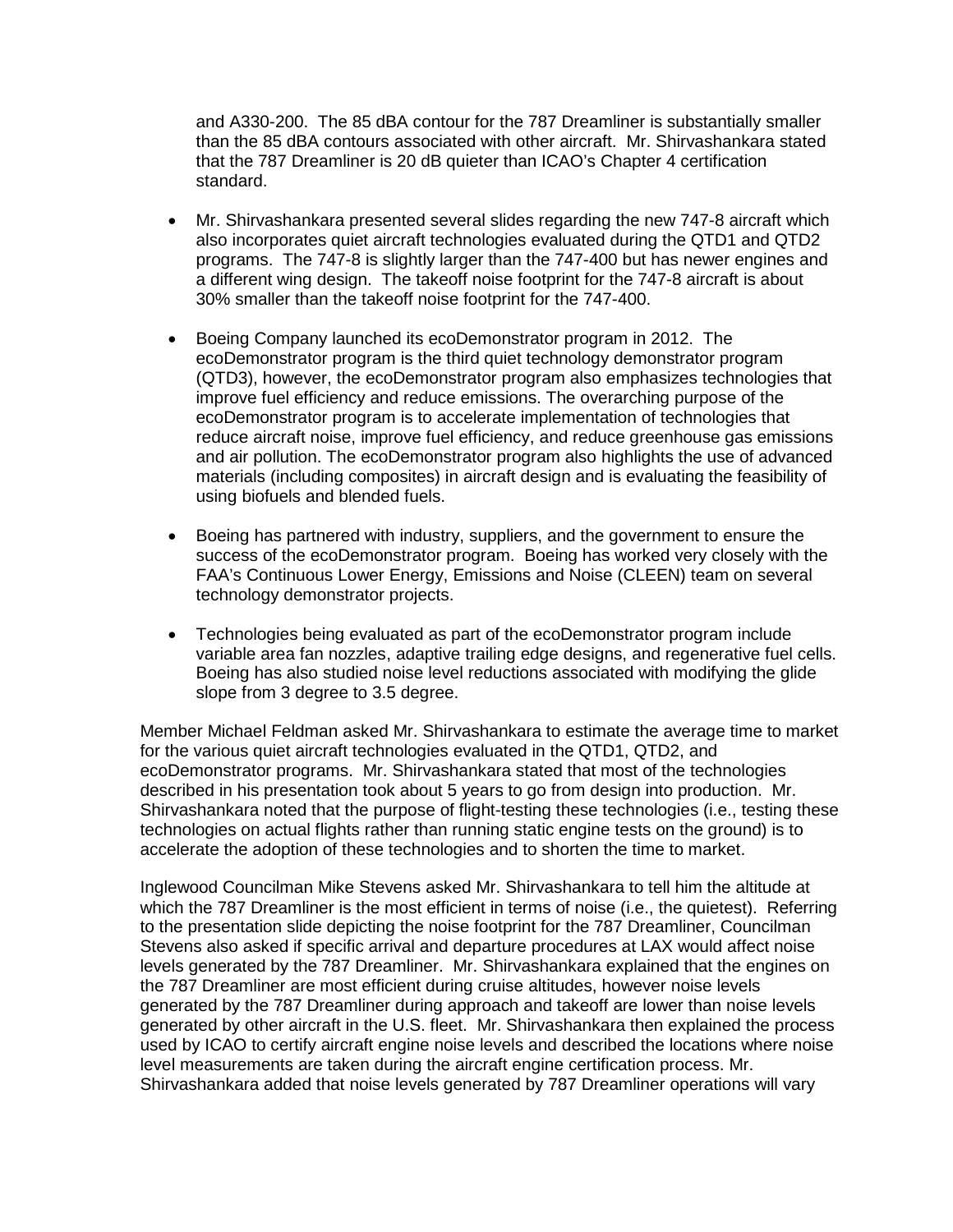and A330-200. The 85 dBA contour for the 787 Dreamliner is substantially smaller than the 85 dBA contours associated with other aircraft. Mr. Shirvashankara stated that the 787 Dreamliner is 20 dB quieter than ICAO's Chapter 4 certification standard.

- Mr. Shirvashankara presented several slides regarding the new 747-8 aircraft which also incorporates quiet aircraft technologies evaluated during the QTD1 and QTD2 programs. The 747-8 is slightly larger than the 747-400 but has newer engines and a different wing design. The takeoff noise footprint for the 747-8 aircraft is about 30% smaller than the takeoff noise footprint for the 747-400.

- Boeing Company launched its ecoDemonstrator program in 2012. The ecoDemonstrator program is the third quiet technology demonstrator program (QTD3), however, the ecoDemonstrator program also emphasizes technologies that improve fuel efficiency and reduce emissions. The overarching purpose of the ecoDemonstrator program is to accelerate implementation of technologies that reduce aircraft noise, improve fuel efficiency, and reduce greenhouse gas emissions and air pollution. The ecoDemonstrator program also highlights the use of advanced materials (including composites) in aircraft design and is evaluating the feasibility of using biofuels and blended fuels.

- Boeing has partnered with industry, suppliers, and the government to ensure the success of the ecoDemonstrator program. Boeing has worked very closely with the FAA's Continuous Lower Energy, Emissions and Noise (CLEEN) team on several technology demonstrator projects.

- Technologies being evaluated as part of the ecoDemonstrator program include variable area fan nozzles, adaptive trailing edge designs, and regenerative fuel cells. Boeing has also studied noise level reductions associated with modifying the glide slope from 3 degree to 3.5 degree.

Member Michael Feldman asked Mr. Shirvashankara to estimate the average time to market for the various quiet aircraft technologies evaluated in the QTD1, QTD2, and ecoDemonstrator programs. Mr. Shirvashankara stated that most of the technologies described in his presentation took about 5 years to go from design into production. Mr. Shirvashankara noted that the purpose of flight-testing these technologies (i.e., testing these technologies on actual flights rather than running static engine tests on the ground) is to accelerate the adoption of these technologies and to shorten the time to market.

Inglewood Councilman Mike Stevens asked Mr. Shirvashankara to tell him the altitude at which the 787 Dreamliner is the most efficient in terms of noise (i.e., the quietest). Referring to the presentation slide depicting the noise footprint for the 787 Dreamliner, Councilman Stevens also asked if specific arrival and departure procedures at LAX would affect noise levels generated by the 787 Dreamliner. Mr. Shirvashankara explained that the engines on the 787 Dreamliner are most efficient during cruise altitudes, however noise levels generated by the 787 Dreamliner during approach and takeoff are lower than noise levels generated by other aircraft in the U.S. fleet. Mr. Shirvashankara then explained the process used by ICAO to certify aircraft engine noise levels and described the locations where noise level measurements are taken during the aircraft engine certification process. Mr. Shirvashankara added that noise levels generated by 787 Dreamliner operations will vary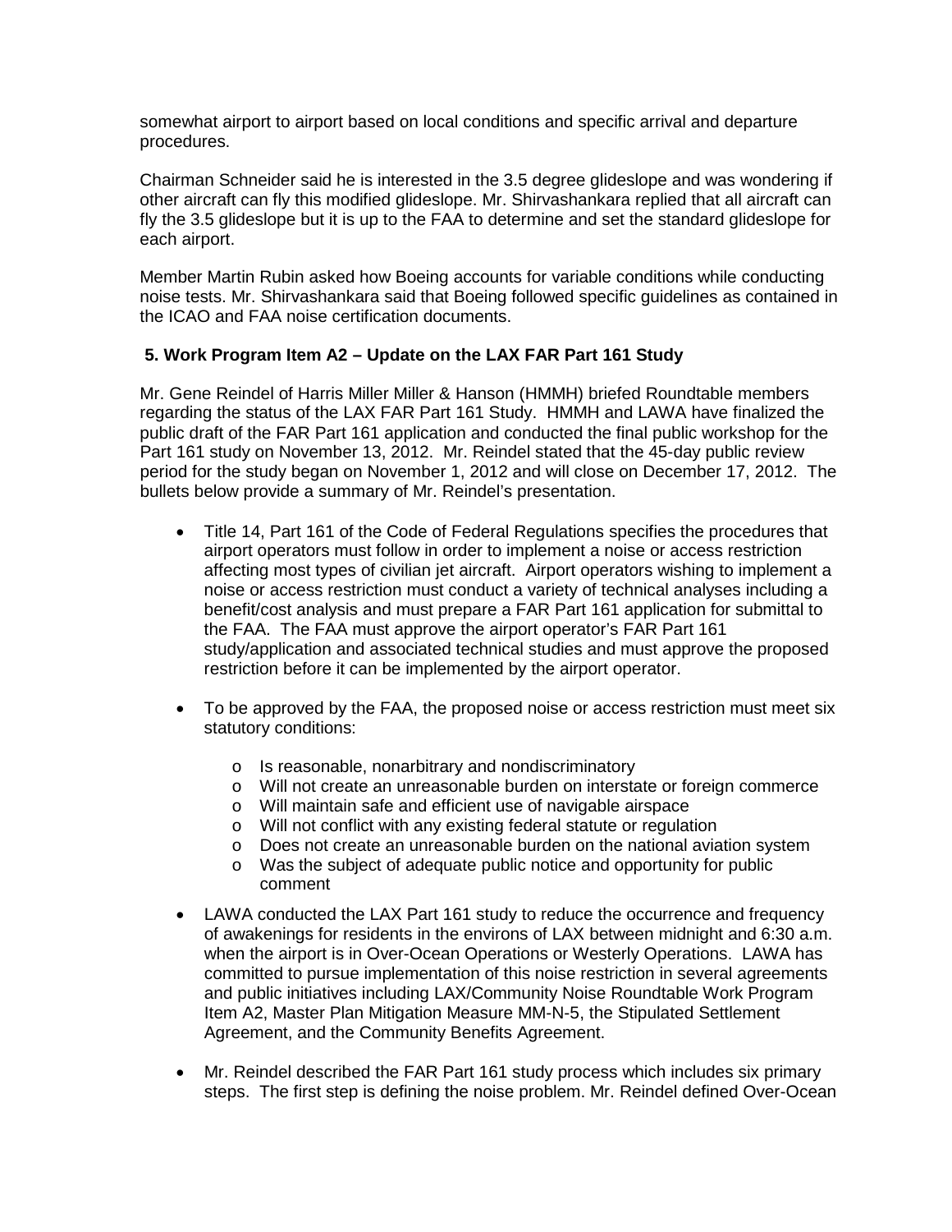somewhat airport to airport based on local conditions and specific arrival and departure procedures.

Chairman Schneider said he is interested in the 3.5 degree glideslope and was wondering if other aircraft can fly this modified glideslope. Mr. Shirvashankara replied that all aircraft can fly the 3.5 glideslope but it is up to the FAA to determine and set the standard glideslope for each airport.

Member Martin Rubin asked how Boeing accounts for variable conditions while conducting noise tests. Mr. Shirvashankara said that Boeing followed specific guidelines as contained in the ICAO and FAA noise certification documents.

**5. Work Program Item A2 – Update on the LAX FAR Part 161 Study**

Mr. Gene Reindel of Harris Miller Miller & Hanson (HMMH) briefed Roundtable members regarding the status of the LAX FAR Part 161 Study. HMMH and LAWA have finalized the public draft of the FAR Part 161 application and conducted the final public workshop for the Part 161 study on November 13, 2012. Mr. Reindel stated that the 45-day public review period for the study began on November 1, 2012 and will close on December 17, 2012. The bullets below provide a summary of Mr. Reindel's presentation.

- Title 14, Part 161 of the Code of Federal Regulations specifies the procedures that airport operators must follow in order to implement a noise or access restriction affecting most types of civilian jet aircraft. Airport operators wishing to implement a noise or access restriction must conduct a variety of technical analyses including a benefit/cost analysis and must prepare a FAR Part 161 application for submittal to the FAA. The FAA must approve the airport operator's FAR Part 161 study/application and associated technical studies and must approve the proposed restriction before it can be implemented by the airport operator.

- To be approved by the FAA, the proposed noise or access restriction must meet six statutory conditions:
  - Is reasonable, nonarbitrary and nondiscriminatory
  - Will not create an unreasonable burden on interstate or foreign commerce
  - Will maintain safe and efficient use of navigable airspace
  - Will not conflict with any existing federal statute or regulation
  - Does not create an unreasonable burden on the national aviation system
  - Was the subject of adequate public notice and opportunity for public comment

- LAWA conducted the LAX Part 161 study to reduce the occurrence and frequency of awakenings for residents in the environs of LAX between midnight and 6:30 a.m. when the airport is in Over-Ocean Operations or Westerly Operations. LAWA has committed to pursue implementation of this noise restriction in several agreements and public initiatives including LAX/Community Noise Roundtable Work Program Item A2, Master Plan Mitigation Measure MM-N-5, the Stipulated Settlement Agreement, and the Community Benefits Agreement.

- Mr. Reindel described the FAR Part 161 study process which includes six primary steps. The first step is defining the noise problem. Mr. Reindel defined Over-Ocean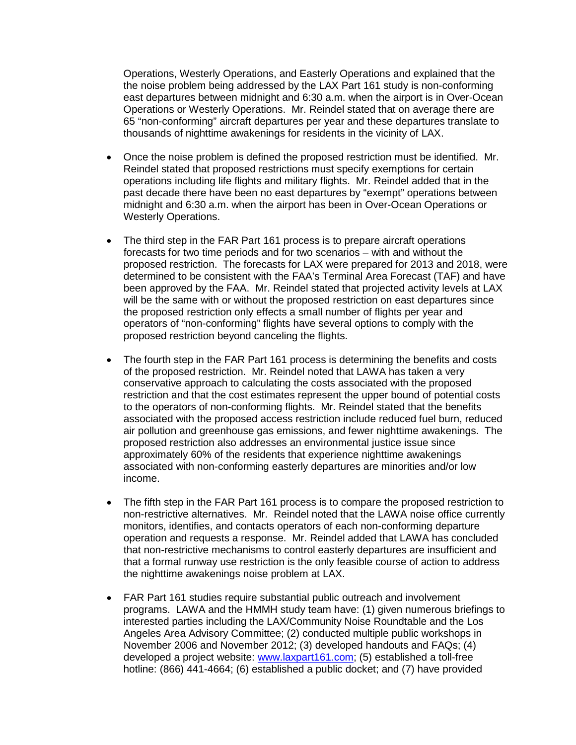Operations, Westerly Operations, and Easterly Operations and explained that the the noise problem being addressed by the LAX Part 161 study is non-conforming east departures between midnight and 6:30 a.m. when the airport is in Over-Ocean Operations or Westerly Operations. Mr. Reindel stated that on average there are 65 "non-conforming" aircraft departures per year and these departures translate to thousands of nighttime awakenings for residents in the vicinity of LAX.

- Once the noise problem is defined the proposed restriction must be identified. Mr. Reindel stated that proposed restrictions must specify exemptions for certain operations including life flights and military flights. Mr. Reindel added that in the past decade there have been no east departures by "exempt" operations between midnight and 6:30 a.m. when the airport has been in Over-Ocean Operations or Westerly Operations.

- The third step in the FAR Part 161 process is to prepare aircraft operations forecasts for two time periods and for two scenarios – with and without the proposed restriction. The forecasts for LAX were prepared for 2013 and 2018, were determined to be consistent with the FAA's Terminal Area Forecast (TAF) and have been approved by the FAA. Mr. Reindel stated that projected activity levels at LAX will be the same with or without the proposed restriction on east departures since the proposed restriction only effects a small number of flights per year and operators of "non-conforming" flights have several options to comply with the proposed restriction beyond canceling the flights.

- The fourth step in the FAR Part 161 process is determining the benefits and costs of the proposed restriction. Mr. Reindel noted that LAWA has taken a very conservative approach to calculating the costs associated with the proposed restriction and that the cost estimates represent the upper bound of potential costs to the operators of non-conforming flights. Mr. Reindel stated that the benefits associated with the proposed access restriction include reduced fuel burn, reduced air pollution and greenhouse gas emissions, and fewer nighttime awakenings. The proposed restriction also addresses an environmental justice issue since approximately 60% of the residents that experience nighttime awakenings associated with non-conforming easterly departures are minorities and/or low income.

- The fifth step in the FAR Part 161 process is to compare the proposed restriction to non-restrictive alternatives. Mr. Reindel noted that the LAWA noise office currently monitors, identifies, and contacts operators of each non-conforming departure operation and requests a response. Mr. Reindel added that LAWA has concluded that non-restrictive mechanisms to control easterly departures are insufficient and that a formal runway use restriction is the only feasible course of action to address the nighttime awakenings noise problem at LAX.

- FAR Part 161 studies require substantial public outreach and involvement programs. LAWA and the HMMH study team have: (1) given numerous briefings to interested parties including the LAX/Community Noise Roundtable and the Los Angeles Area Advisory Committee; (2) conducted multiple public workshops in November 2006 and November 2012; (3) developed handouts and FAQs; (4) developed a project website: [www.laxpart161.com](http://www.laxpart161.com); (5) established a toll-free hotline: (866) 441-4664; (6) established a public docket; and (7) have provided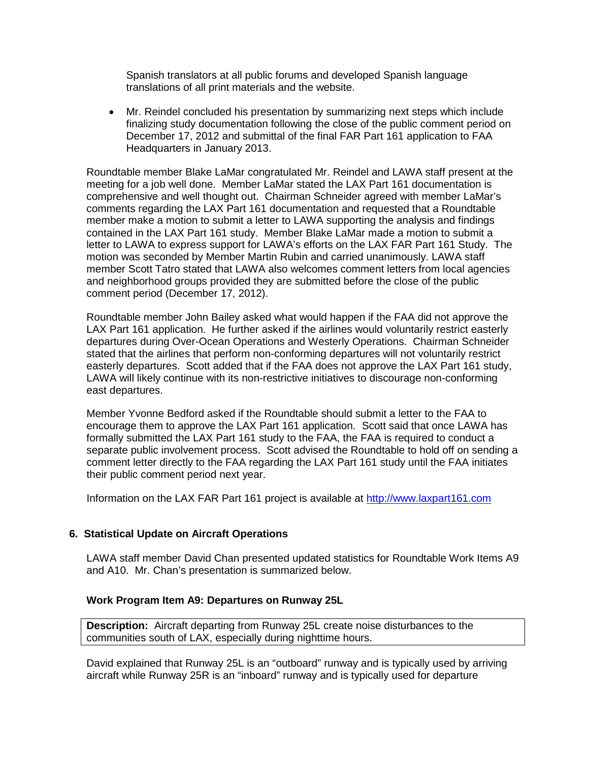Spanish translators at all public forums and developed Spanish language translations of all print materials and the website.

- Mr. Reindel concluded his presentation by summarizing next steps which include finalizing study documentation following the close of the public comment period on December 17, 2012 and submittal of the final FAR Part 161 application to FAA Headquarters in January 2013.

Roundtable member Blake LaMar congratulated Mr. Reindel and LAWA staff present at the meeting for a job well done. Member LaMar stated the LAX Part 161 documentation is comprehensive and well thought out. Chairman Schneider agreed with member LaMar's comments regarding the LAX Part 161 documentation and requested that a Roundtable member make a motion to submit a letter to LAWA supporting the analysis and findings contained in the LAX Part 161 study. Member Blake LaMar made a motion to submit a letter to LAWA to express support for LAWA's efforts on the LAX FAR Part 161 Study. The motion was seconded by Member Martin Rubin and carried unanimously. LAWA staff member Scott Tatro stated that LAWA also welcomes comment letters from local agencies and neighborhood groups provided they are submitted before the close of the public comment period (December 17, 2012).

Roundtable member John Bailey asked what would happen if the FAA did not approve the LAX Part 161 application. He further asked if the airlines would voluntarily restrict easterly departures during Over-Ocean Operations and Westerly Operations. Chairman Schneider stated that the airlines that perform non-conforming departures will not voluntarily restrict easterly departures. Scott added that if the FAA does not approve the LAX Part 161 study, LAWA will likely continue with its non-restrictive initiatives to discourage non-conforming east departures.

Member Yvonne Bedford asked if the Roundtable should submit a letter to the FAA to encourage them to approve the LAX Part 161 application. Scott said that once LAWA has formally submitted the LAX Part 161 study to the FAA, the FAA is required to conduct a separate public involvement process. Scott advised the Roundtable to hold off on sending a comment letter directly to the FAA regarding the LAX Part 161 study until the FAA initiates their public comment period next year.

Information on the LAX FAR Part 161 project is available at [http://www.laxpart161.com](http://www.laxpart161.com)

## 6. Statistical Update on Aircraft Operations

LAWA staff member David Chan presented updated statistics for Roundtable Work Items A9 and A10. Mr. Chan's presentation is summarized below.

### Work Program Item A9: Departures on Runway 25L

| **Description:** Aircraft departing from Runway 25L create noise disturbances to the communities south of LAX, especially during nighttime hours. |
|---|

David explained that Runway 25L is an "outboard" runway and is typically used by arriving aircraft while Runway 25R is an "inboard" runway and is typically used for departure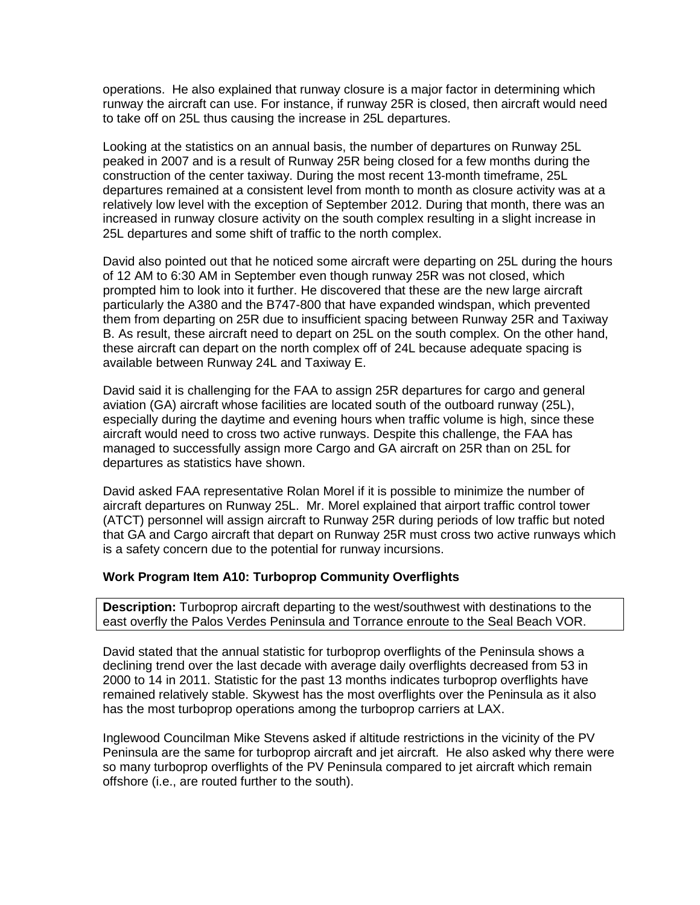operations. He also explained that runway closure is a major factor in determining which runway the aircraft can use. For instance, if runway 25R is closed, then aircraft would need to take off on 25L thus causing the increase in 25L departures.

Looking at the statistics on an annual basis, the number of departures on Runway 25L peaked in 2007 and is a result of Runway 25R being closed for a few months during the construction of the center taxiway. During the most recent 13-month timeframe, 25L departures remained at a consistent level from month to month as closure activity was at a relatively low level with the exception of September 2012. During that month, there was an increased in runway closure activity on the south complex resulting in a slight increase in 25L departures and some shift of traffic to the north complex.

David also pointed out that he noticed some aircraft were departing on 25L during the hours of 12 AM to 6:30 AM in September even though runway 25R was not closed, which prompted him to look into it further. He discovered that these are the new large aircraft particularly the A380 and the B747-800 that have expanded windspan, which prevented them from departing on 25R due to insufficient spacing between Runway 25R and Taxiway B. As result, these aircraft need to depart on 25L on the south complex. On the other hand, these aircraft can depart on the north complex off of 24L because adequate spacing is available between Runway 24L and Taxiway E.

David said it is challenging for the FAA to assign 25R departures for cargo and general aviation (GA) aircraft whose facilities are located south of the outboard runway (25L), especially during the daytime and evening hours when traffic volume is high, since these aircraft would need to cross two active runways. Despite this challenge, the FAA has managed to successfully assign more Cargo and GA aircraft on 25R than on 25L for departures as statistics have shown.

David asked FAA representative Rolan Morel if it is possible to minimize the number of aircraft departures on Runway 25L. Mr. Morel explained that airport traffic control tower (ATCT) personnel will assign aircraft to Runway 25R during periods of low traffic but noted that GA and Cargo aircraft that depart on Runway 25R must cross two active runways which is a safety concern due to the potential for runway incursions.

**Work Program Item A10: Turboprop Community Overflights**

**Description:** Turboprop aircraft departing to the west/southwest with destinations to the east overfly the Palos Verdes Peninsula and Torrance enroute to the Seal Beach VOR.

David stated that the annual statistic for turboprop overflights of the Peninsula shows a declining trend over the last decade with average daily overflights decreased from 53 in 2000 to 14 in 2011. Statistic for the past 13 months indicates turboprop overflights have remained relatively stable. Skywest has the most overflights over the Peninsula as it also has the most turboprop operations among the turboprop carriers at LAX.

Inglewood Councilman Mike Stevens asked if altitude restrictions in the vicinity of the PV Peninsula are the same for turboprop aircraft and jet aircraft. He also asked why there were so many turboprop overflights of the PV Peninsula compared to jet aircraft which remain offshore (i.e., are routed further to the south).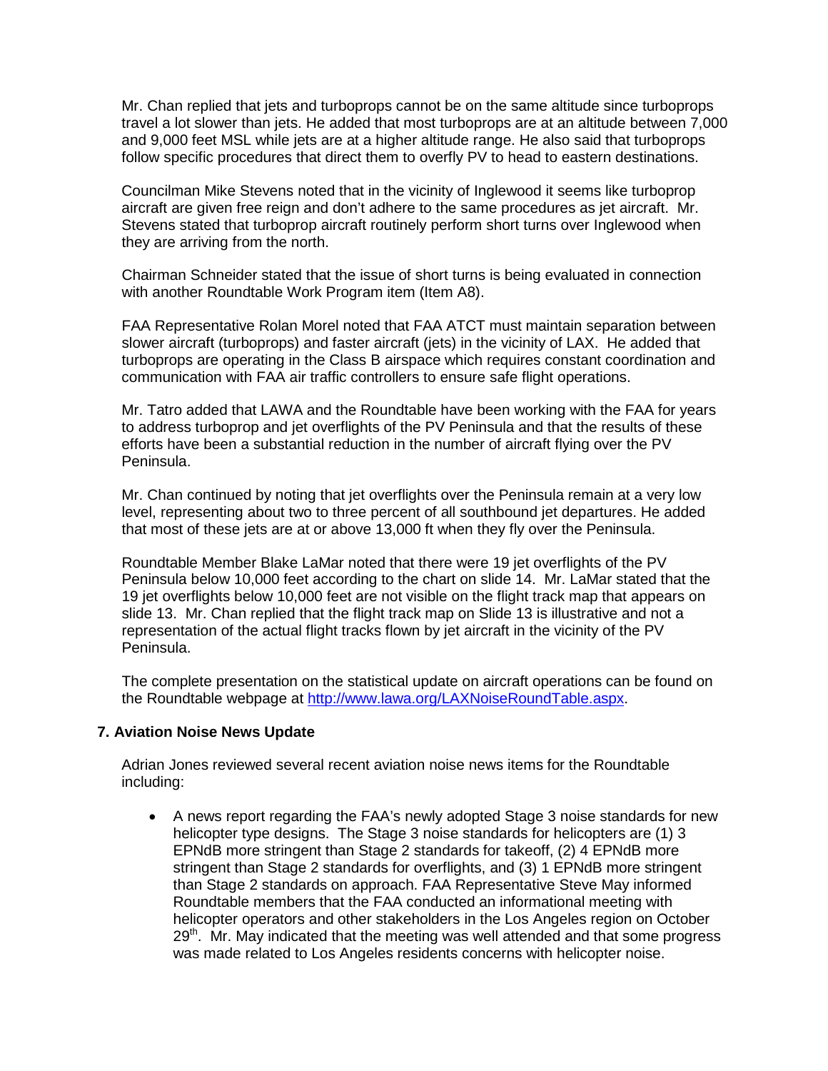Mr. Chan replied that jets and turboprops cannot be on the same altitude since turboprops travel a lot slower than jets. He added that most turboprops are at an altitude between 7,000 and 9,000 feet MSL while jets are at a higher altitude range. He also said that turboprops follow specific procedures that direct them to overfly PV to head to eastern destinations.

Councilman Mike Stevens noted that in the vicinity of Inglewood it seems like turboprop aircraft are given free reign and don't adhere to the same procedures as jet aircraft. Mr. Stevens stated that turboprop aircraft routinely perform short turns over Inglewood when they are arriving from the north.

Chairman Schneider stated that the issue of short turns is being evaluated in connection with another Roundtable Work Program item (Item A8).

FAA Representative Rolan Morel noted that FAA ATCT must maintain separation between slower aircraft (turboprops) and faster aircraft (jets) in the vicinity of LAX. He added that turboprops are operating in the Class B airspace which requires constant coordination and communication with FAA air traffic controllers to ensure safe flight operations.

Mr. Tatro added that LAWA and the Roundtable have been working with the FAA for years to address turboprop and jet overflights of the PV Peninsula and that the results of these efforts have been a substantial reduction in the number of aircraft flying over the PV Peninsula.

Mr. Chan continued by noting that jet overflights over the Peninsula remain at a very low level, representing about two to three percent of all southbound jet departures. He added that most of these jets are at or above 13,000 ft when they fly over the Peninsula.

Roundtable Member Blake LaMar noted that there were 19 jet overflights of the PV Peninsula below 10,000 feet according to the chart on slide 14. Mr. LaMar stated that the 19 jet overflights below 10,000 feet are not visible on the flight track map that appears on slide 13. Mr. Chan replied that the flight track map on Slide 13 is illustrative and not a representation of the actual flight tracks flown by jet aircraft in the vicinity of the PV Peninsula.

The complete presentation on the statistical update on aircraft operations can be found on the Roundtable webpage at http://www.lawa.org/LAXNoiseRoundTable.aspx.

## 7. Aviation Noise News Update

Adrian Jones reviewed several recent aviation noise news items for the Roundtable including:

- A news report regarding the FAA's newly adopted Stage 3 noise standards for new helicopter type designs. The Stage 3 noise standards for helicopters are (1) 3 EPNdB more stringent than Stage 2 standards for takeoff, (2) 4 EPNdB more stringent than Stage 2 standards for overflights, and (3) 1 EPNdB more stringent than Stage 2 standards on approach. FAA Representative Steve May informed Roundtable members that the FAA conducted an informational meeting with helicopter operators and other stakeholders in the Los Angeles region on October 29th. Mr. May indicated that the meeting was well attended and that some progress was made related to Los Angeles residents concerns with helicopter noise.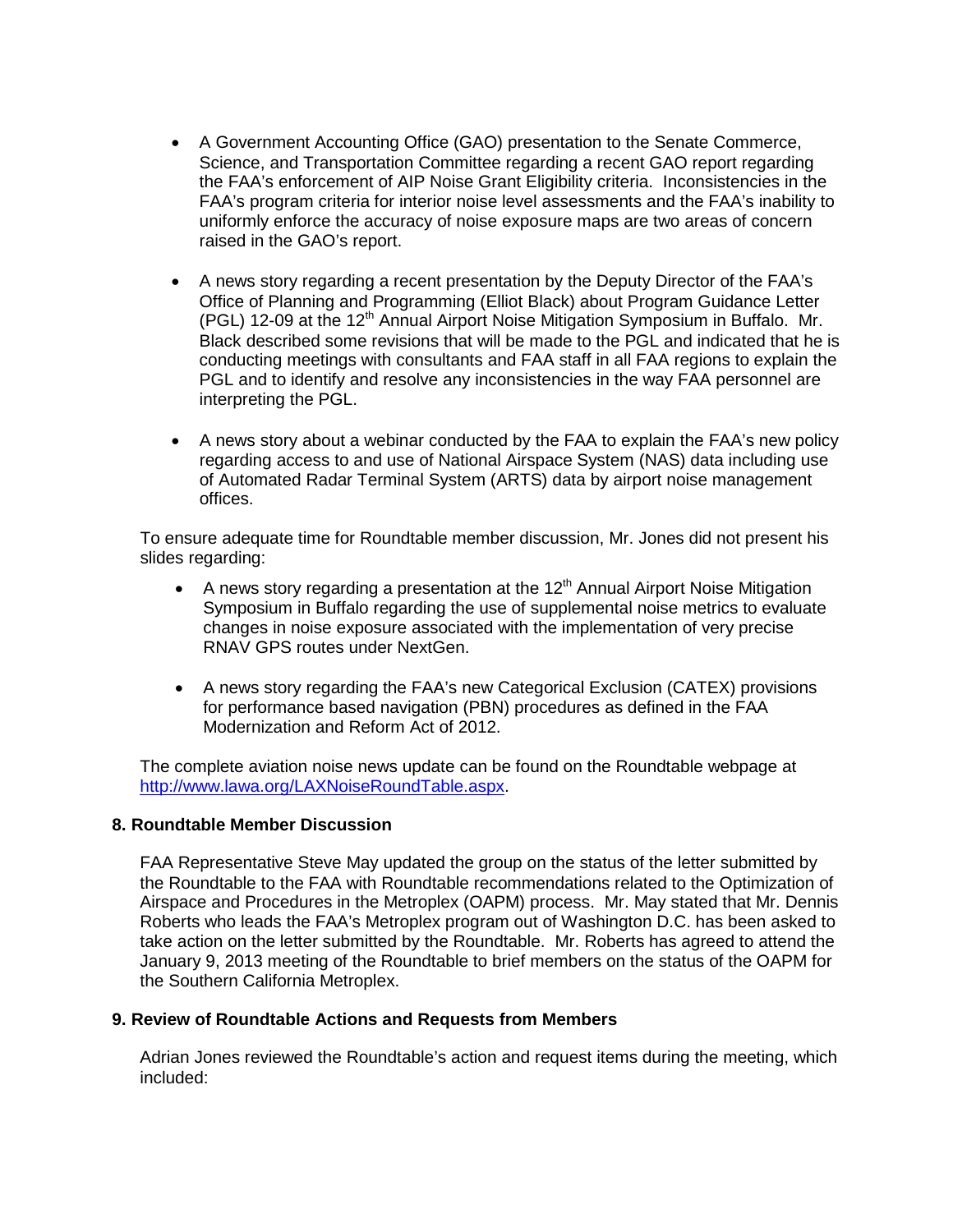- A Government Accounting Office (GAO) presentation to the Senate Commerce, Science, and Transportation Committee regarding a recent GAO report regarding the FAA's enforcement of AIP Noise Grant Eligibility criteria. Inconsistencies in the FAA's program criteria for interior noise level assessments and the FAA's inability to uniformly enforce the accuracy of noise exposure maps are two areas of concern raised in the GAO's report.

- A news story regarding a recent presentation by the Deputy Director of the FAA's Office of Planning and Programming (Elliot Black) about Program Guidance Letter (PGL) 12-09 at the 12th Annual Airport Noise Mitigation Symposium in Buffalo. Mr. Black described some revisions that will be made to the PGL and indicated that he is conducting meetings with consultants and FAA staff in all FAA regions to explain the PGL and to identify and resolve any inconsistencies in the way FAA personnel are interpreting the PGL.

- A news story about a webinar conducted by the FAA to explain the FAA's new policy regarding access to and use of National Airspace System (NAS) data including use of Automated Radar Terminal System (ARTS) data by airport noise management offices.

To ensure adequate time for Roundtable member discussion, Mr. Jones did not present his slides regarding:

- A news story regarding a presentation at the 12th Annual Airport Noise Mitigation Symposium in Buffalo regarding the use of supplemental noise metrics to evaluate changes in noise exposure associated with the implementation of very precise RNAV GPS routes under NextGen.

- A news story regarding the FAA's new Categorical Exclusion (CATEX) provisions for performance based navigation (PBN) procedures as defined in the FAA Modernization and Reform Act of 2012.

The complete aviation noise news update can be found on the Roundtable webpage at [http://www.lawa.org/LAXNoiseRoundTable.aspx](http://www.lawa.org/LAXNoiseRoundTable.aspx).

**8. Roundtable Member Discussion**

FAA Representative Steve May updated the group on the status of the letter submitted by the Roundtable to the FAA with Roundtable recommendations related to the Optimization of Airspace and Procedures in the Metroplex (OAPM) process. Mr. May stated that Mr. Dennis Roberts who leads the FAA's Metroplex program out of Washington D.C. has been asked to take action on the letter submitted by the Roundtable. Mr. Roberts has agreed to attend the January 9, 2013 meeting of the Roundtable to brief members on the status of the OAPM for the Southern California Metroplex.

**9. Review of Roundtable Actions and Requests from Members**

Adrian Jones reviewed the Roundtable's action and request items during the meeting, which included: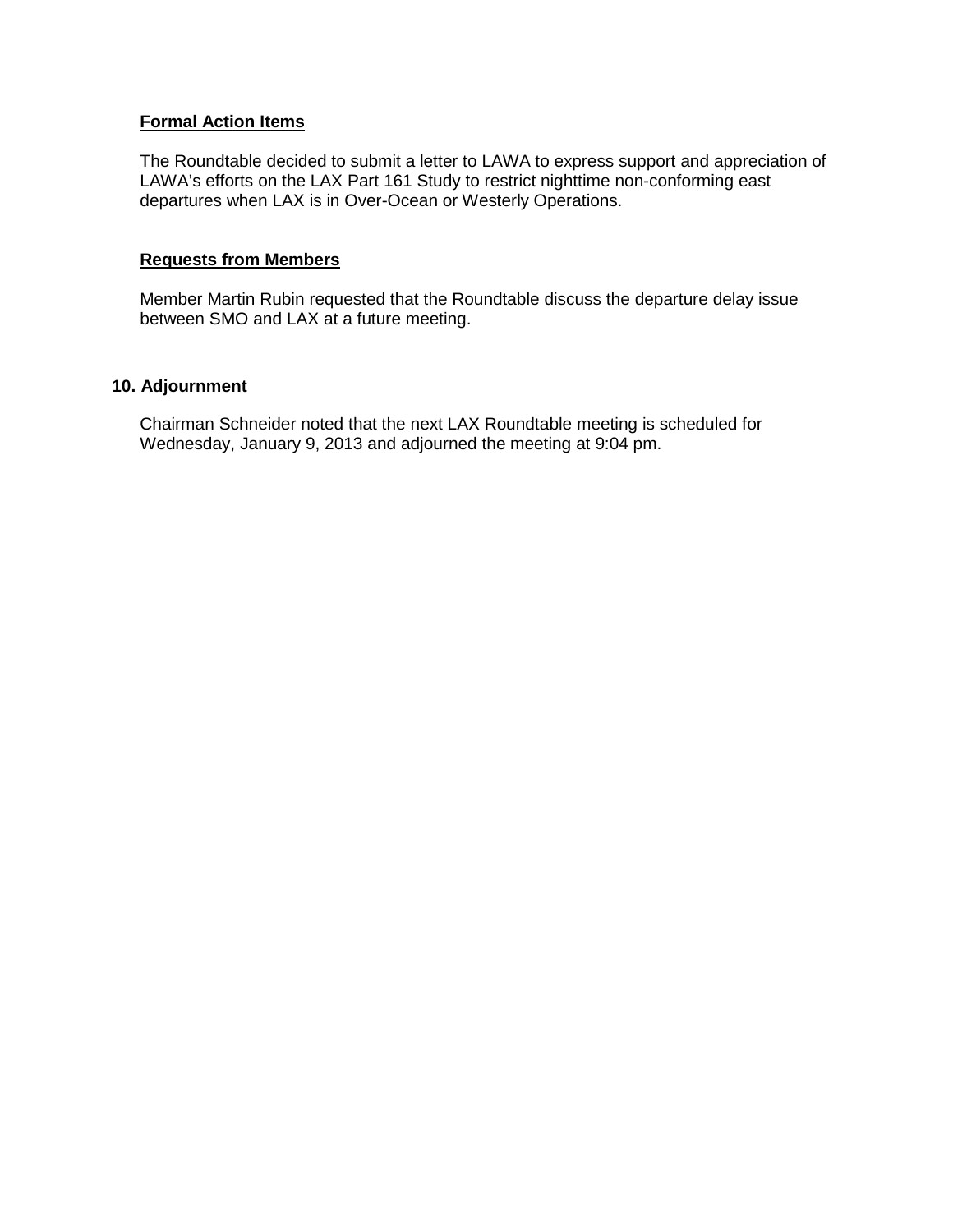**Formal Action Items**

The Roundtable decided to submit a letter to LAWA to express support and appreciation of LAWA's efforts on the LAX Part 161 Study to restrict nighttime non-conforming east departures when LAX is in Over-Ocean or Westerly Operations.

**Requests from Members**

Member Martin Rubin requested that the Roundtable discuss the departure delay issue between SMO and LAX at a future meeting.

### 10. Adjournment

Chairman Schneider noted that the next LAX Roundtable meeting is scheduled for Wednesday, January 9, 2013 and adjourned the meeting at 9:04 pm.